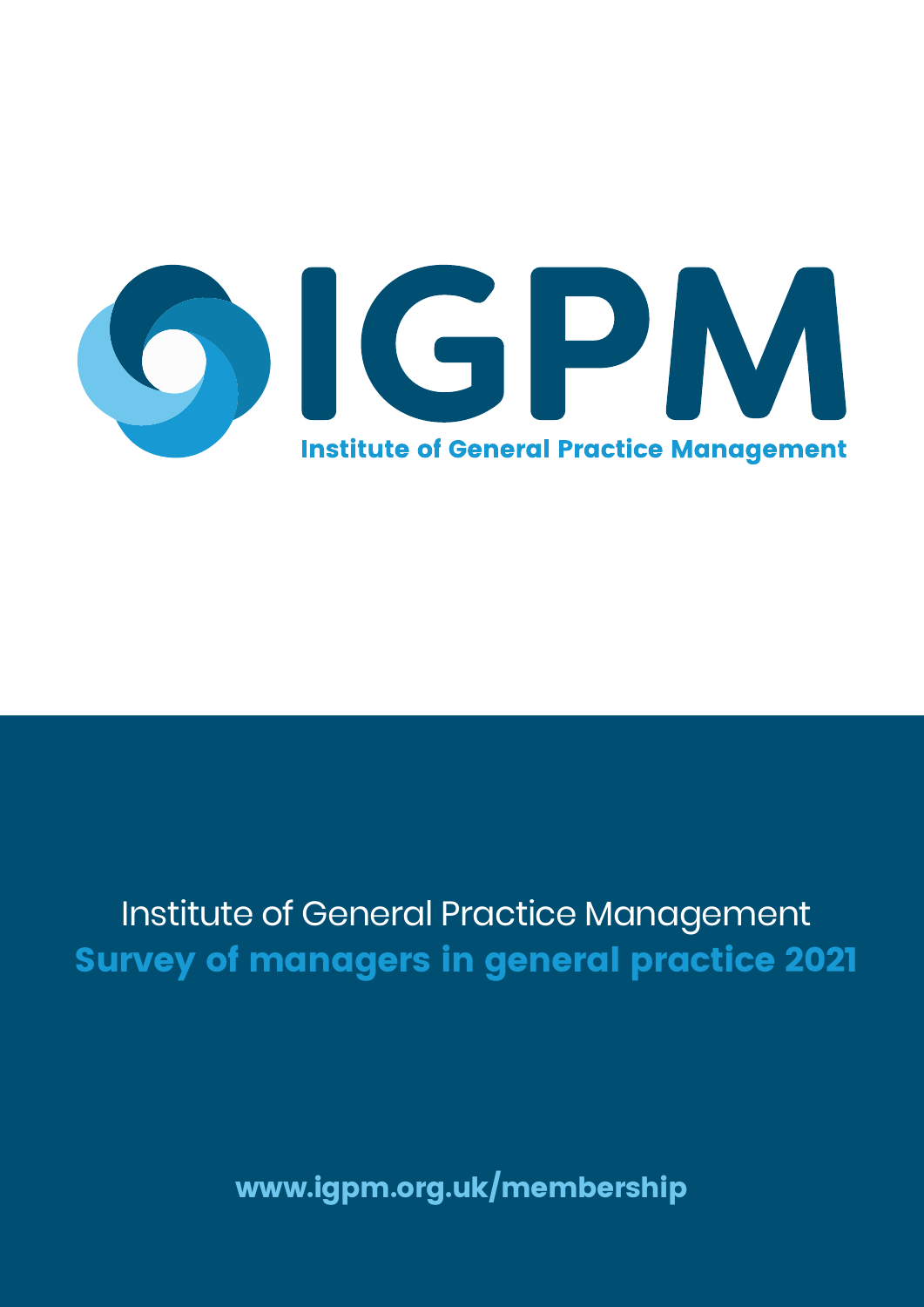# IGPM

Institute of General Practice Management

Institute of General Practice Management

**Survey of managers in general practice 2021**

www.igpm.org.uk/membership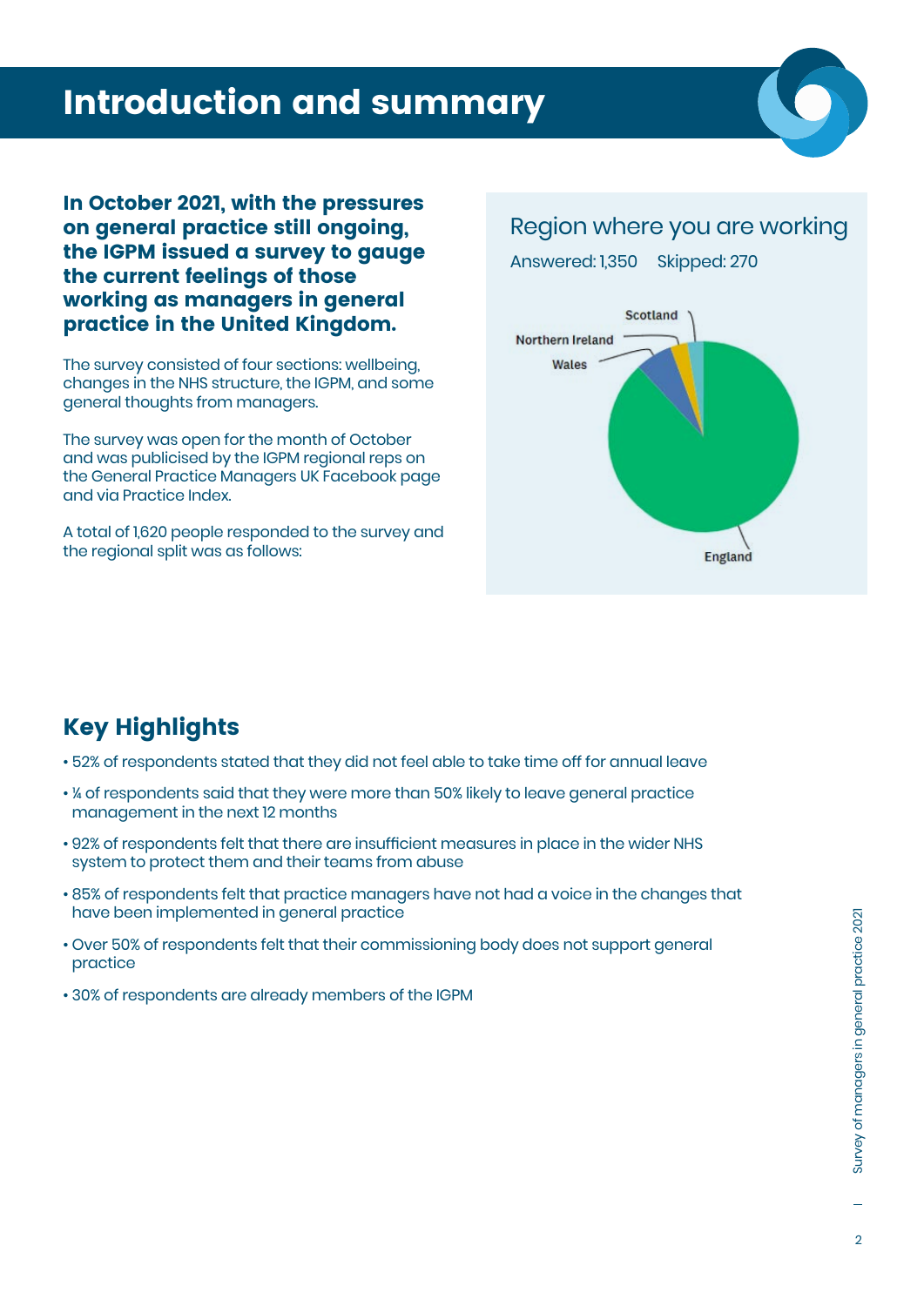# Introduction and summary

**In October 2021, with the pressures on general practice still ongoing, the IGPM issued a survey to gauge the current feelings of those working as managers in general practice in the United Kingdom.**

The survey consisted of four sections: wellbeing, changes in the NHS structure, the IGPM, and some general thoughts from managers.

The survey was open for the month of October and was publicised by the IGPM regional reps on the General Practice Managers UK Facebook page and via Practice Index.

A total of 1,620 people responded to the survey and the regional split was as follows:

Region where you are working

Answered: 1,350  Skipped: 270

Scotland
Northern Ireland
Wales
England

## Key Highlights

- 52% of respondents stated that they did not feel able to take time off for annual leave
- ¼ of respondents said that they were more than 50% likely to leave general practice management in the next 12 months
- 92% of respondents felt that there are insufficient measures in place in the wider NHS system to protect them and their teams from abuse
- 85% of respondents felt that practice managers have not had a voice in the changes that have been implemented in general practice
- Over 50% of respondents felt that their commissioning body does not support general practice
- 30% of respondents are already members of the IGPM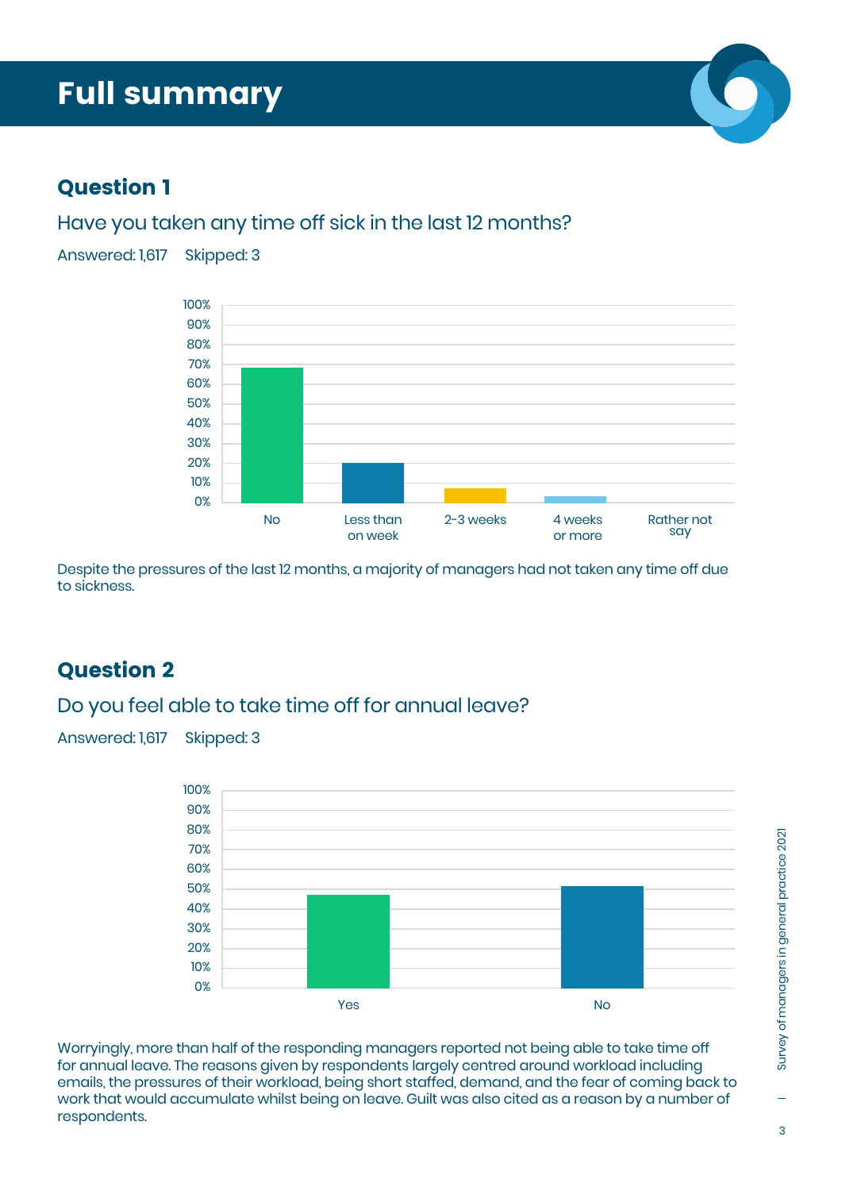# Full summary

## Question 1

Have you taken any time off sick in the last 12 months?

Answered: 1,617    Skipped: 3

Despite the pressures of the last 12 months, a majority of managers had not taken any time off due to sickness.

## Question 2

Do you feel able to take time off for annual leave?

Answered: 1,617    Skipped: 3

Worryingly, more than half of the responding managers reported not being able to take time off for annual leave. The reasons given by respondents largely centred around workload including emails, the pressures of their workload, being short staffed, demand, and the fear of coming back to work that would accumulate whilst being on leave. Guilt was also cited as a reason by a number of respondents.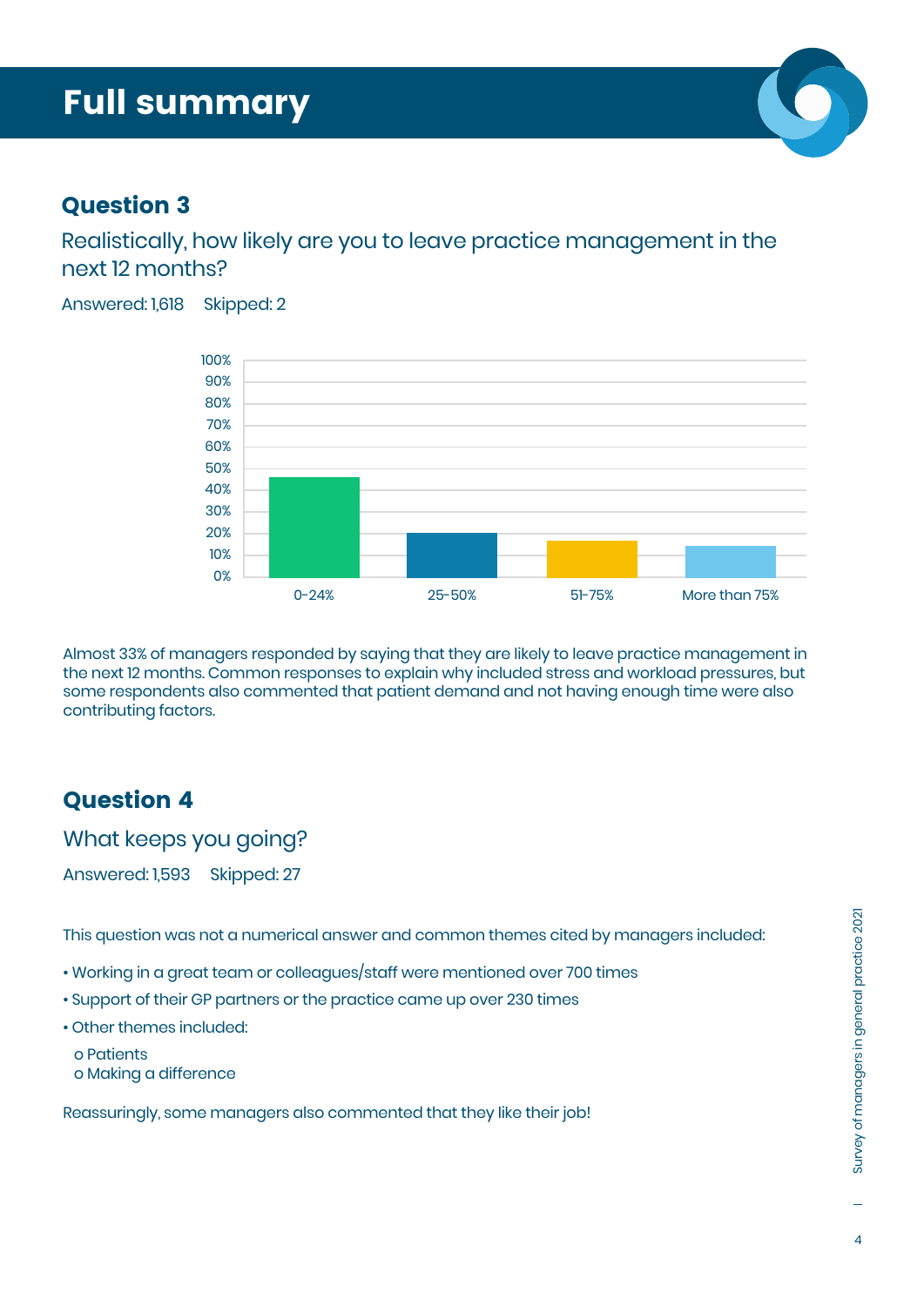# Full summary

## Question 3

Realistically, how likely are you to leave practice management in the next 12 months?

Answered: 1,618 Skipped: 2

Almost 33% of managers responded by saying that they are likely to leave practice management in the next 12 months. Common responses to explain why included stress and workload pressures, but some respondents also commented that patient demand and not having enough time were also contributing factors.

## Question 4

What keeps you going?

Answered: 1,593 Skipped: 27

This question was not a numerical answer and common themes cited by managers included:

- Working in a great team or colleagues/staff were mentioned over 700 times
- Support of their GP partners or the practice came up over 230 times
- Other themes included:
  - Patients
  - Making a difference

Reassuringly, some managers also commented that they like their job!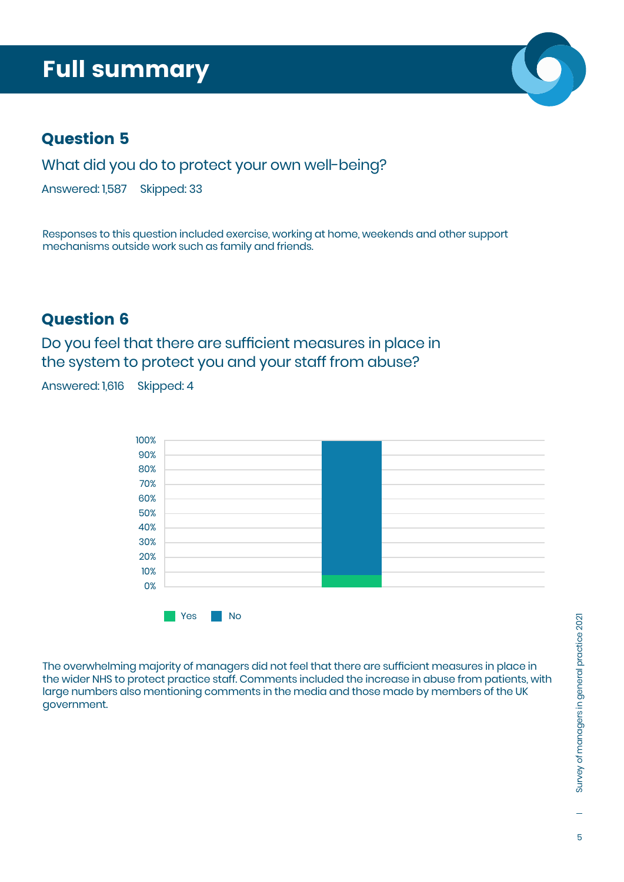# Full summary

## Question 5

What did you do to protect your own well-being?

Answered: 1,587    Skipped: 33

Responses to this question included exercise, working at home, weekends and other support mechanisms outside work such as family and friends.

## Question 6

Do you feel that there are sufficient measures in place in the system to protect you and your staff from abuse?

Answered: 1,616    Skipped: 4

The overwhelming majority of managers did not feel that there are sufficient measures in place in the wider NHS to protect practice staff. Comments included the increase in abuse from patients, with large numbers also mentioning comments in the media and those made by members of the UK government.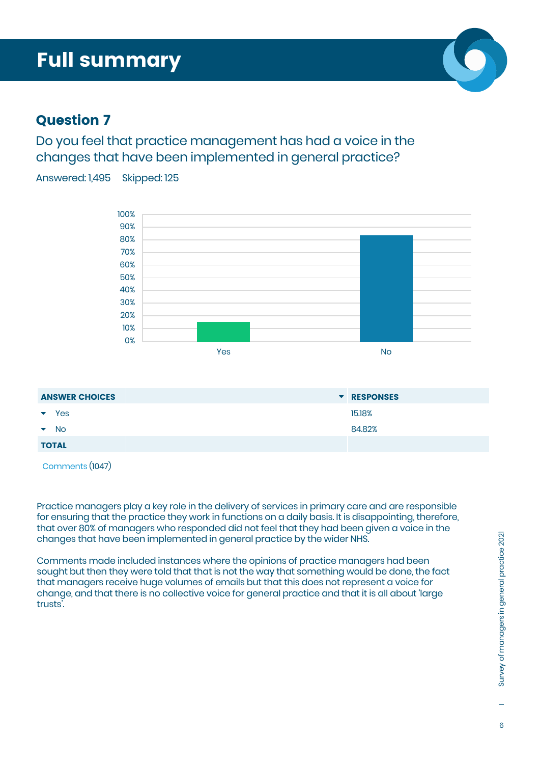# Full summary

## Question 7

Do you feel that practice management has had a voice in the changes that have been implemented in general practice?

Answered: 1,495 Skipped: 125

| ANSWER CHOICES | RESPONSES |
|---|---|
| Yes | 15.18% |
| No | 84.82% |
| TOTAL | |

Comments (1047)

Practice managers play a key role in the delivery of services in primary care and are responsible for ensuring that the practice they work in functions on a daily basis. It is disappointing, therefore, that over 80% of managers who responded did not feel that they had been given a voice in the changes that have been implemented in general practice by the wider NHS.

Comments made included instances where the opinions of practice managers had been sought but then they were told that that is not the way that something would be done, the fact that managers receive huge volumes of emails but that this does not represent a voice for change, and that there is no collective voice for general practice and that it is all about 'large trusts'.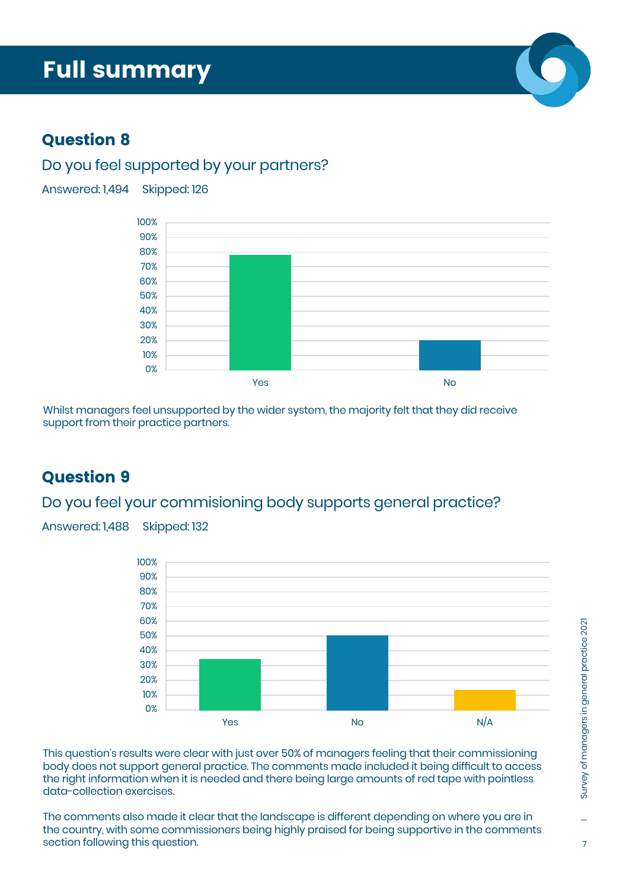# Full summary

## Question 8

Do you feel supported by your partners?

Answered: 1,494 Skipped: 126

Whilst managers feel unsupported by the wider system, the majority felt that they did receive support from their practice partners.

## Question 9

Do you feel your commisioning body supports general practice?

Answered: 1,488 Skipped: 132

This question's results were clear with just over 50% of managers feeling that their commissioning body does not support general practice. The comments made included it being difficult to access the right information when it is needed and there being large amounts of red tape with pointless data-collection exercises.

The comments also made it clear that the landscape is different depending on where you are in the country, with some commissioners being highly praised for being supportive in the comments section following this question.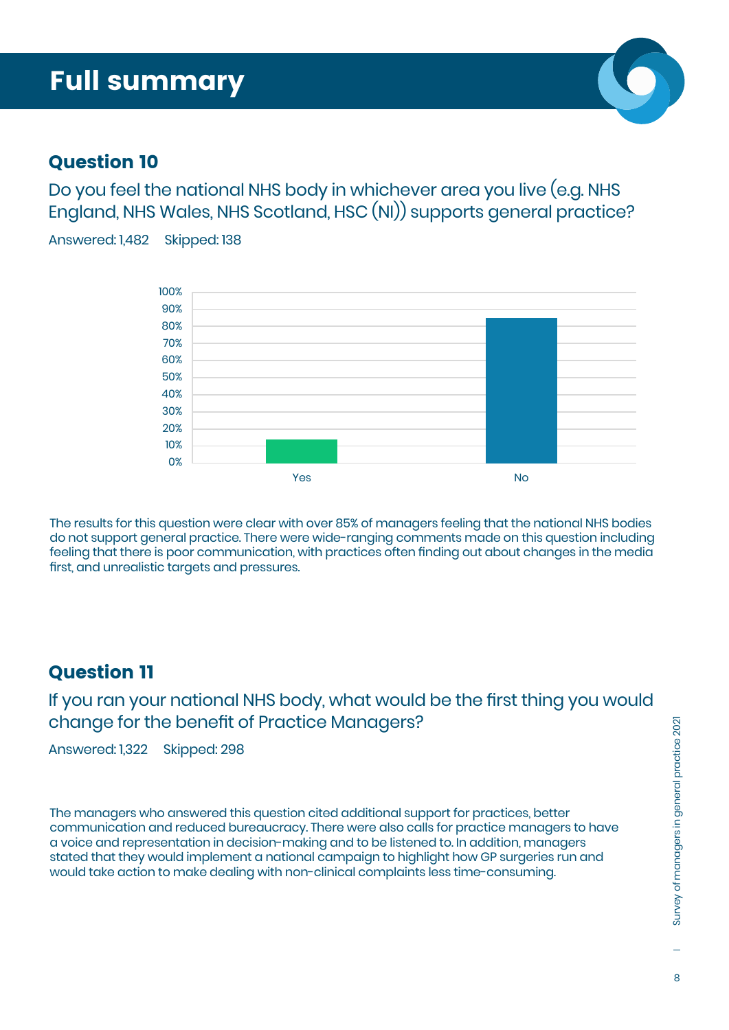# Full summary

## Question 10

Do you feel the national NHS body in whichever area you live (e.g. NHS England, NHS Wales, NHS Scotland, HSC (NI)) supports general practice?

Answered: 1,482 Skipped: 138

The results for this question were clear with over 85% of managers feeling that the national NHS bodies do not support general practice. There were wide-ranging comments made on this question including feeling that there is poor communication, with practices often finding out about changes in the media first, and unrealistic targets and pressures.

## Question 11

If you ran your national NHS body, what would be the first thing you would change for the benefit of Practice Managers?

Answered: 1,322 Skipped: 298

The managers who answered this question cited additional support for practices, better communication and reduced bureaucracy. There were also calls for practice managers to have a voice and representation in decision-making and to be listened to. In addition, managers stated that they would implement a national campaign to highlight how GP surgeries run and would take action to make dealing with non-clinical complaints less time-consuming.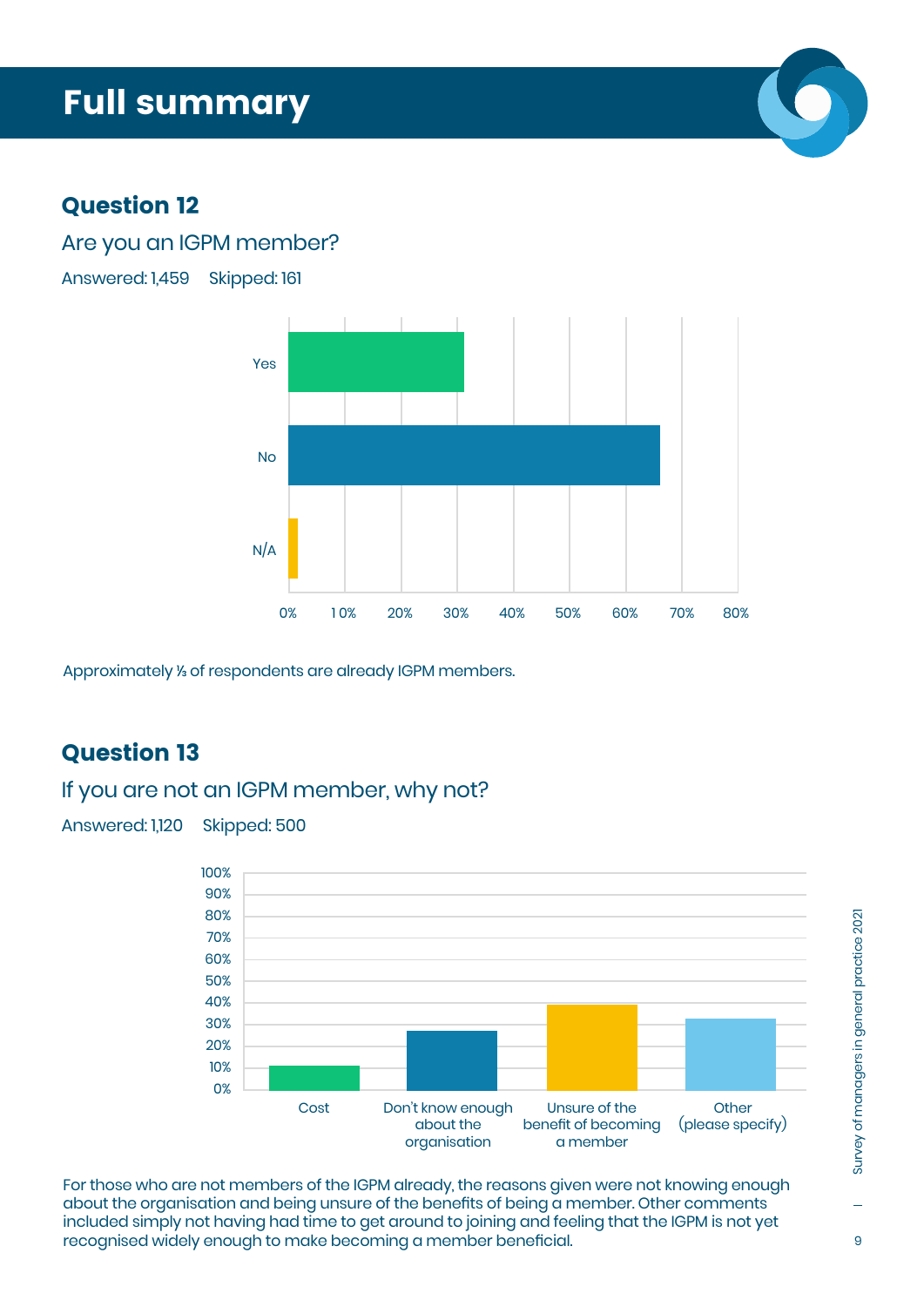# Full summary

## Question 12

Are you an IGPM member?

Answered: 1,459 Skipped: 161

Approximately ⅓ of respondents are already IGPM members.

## Question 13

If you are not an IGPM member, why not?

Answered: 1,120 Skipped: 500

For those who are not members of the IGPM already, the reasons given were not knowing enough about the organisation and being unsure of the benefits of being a member. Other comments included simply not having had time to get around to joining and feeling that the IGPM is not yet recognised widely enough to make becoming a member beneficial.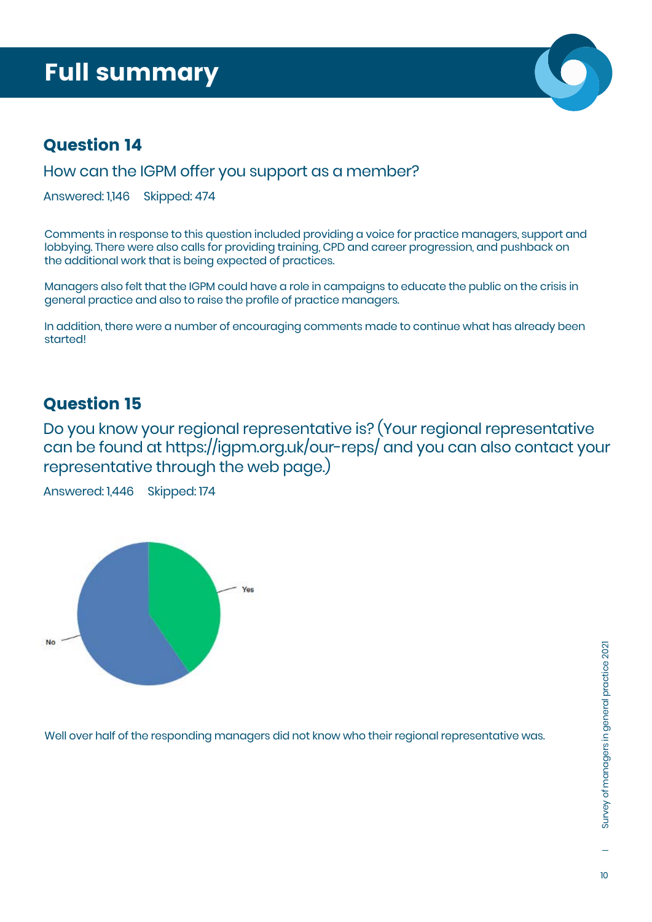# Full summary

## Question 14

How can the IGPM offer you support as a member?

Answered: 1,146 Skipped: 474

Comments in response to this question included providing a voice for practice managers, support and lobbying. There were also calls for providing training, CPD and career progression, and pushback on the additional work that is being expected of practices.

Managers also felt that the IGPM could have a role in campaigns to educate the public on the crisis in general practice and also to raise the profile of practice managers.

In addition, there were a number of encouraging comments made to continue what has already been started!

## Question 15

Do you know your regional representative is? (Your regional representative can be found at https://igpm.org.uk/our-reps/ and you can also contact your representative through the web page.)

Answered: 1,446 Skipped: 174

Yes

No

Well over half of the responding managers did not know who their regional representative was.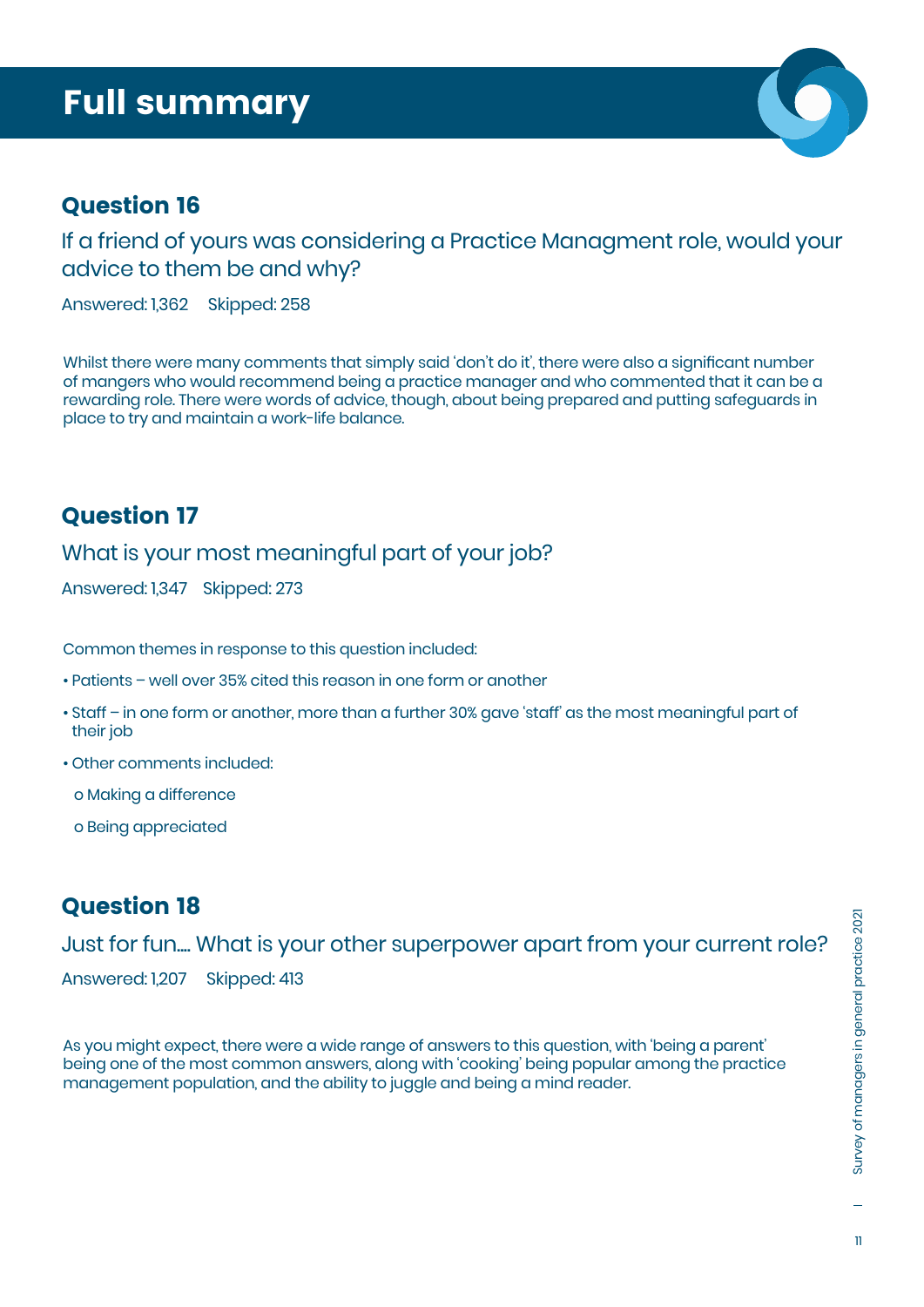# Full summary

## Question 16

If a friend of yours was considering a Practice Managment role, would your advice to them be and why?

Answered: 1,362 Skipped: 258

Whilst there were many comments that simply said 'don't do it', there were also a significant number of mangers who would recommend being a practice manager and who commented that it can be a rewarding role. There were words of advice, though, about being prepared and putting safeguards in place to try and maintain a work-life balance.

## Question 17

What is your most meaningful part of your job?

Answered: 1,347 Skipped: 273

Common themes in response to this question included:

- Patients – well over 35% cited this reason in one form or another
- Staff – in one form or another, more than a further 30% gave 'staff' as the most meaningful part of their job
- Other comments included:
  - Making a difference
  - Being appreciated

## Question 18

Just for fun.... What is your other superpower apart from your current role?

Answered: 1,207 Skipped: 413

As you might expect, there were a wide range of answers to this question, with 'being a parent' being one of the most common answers, along with 'cooking' being popular among the practice management population, and the ability to juggle and being a mind reader.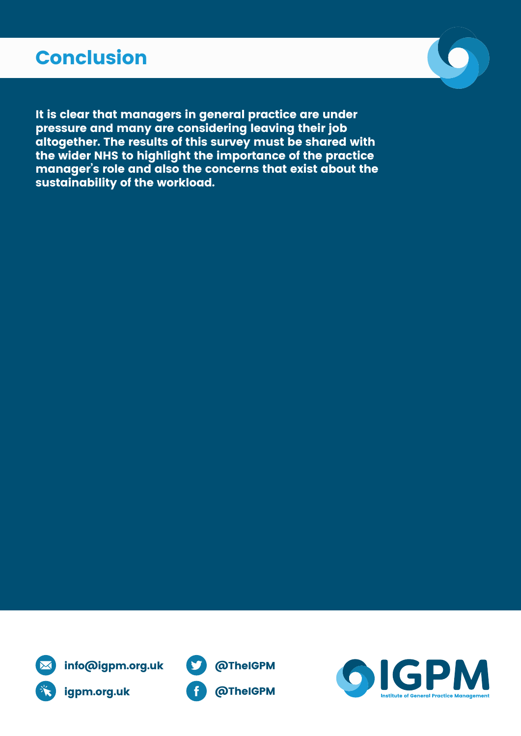# Conclusion

**It is clear that managers in general practice are under pressure and many are considering leaving their job altogether. The results of this survey must be shared with the wider NHS to highlight the importance of the practice manager's role and also the concerns that exist about the sustainability of the workload.**

info@igpm.org.uk

igpm.org.uk

@TheIGPM

@TheIGPM

IGPM

Institute of General Practice Management